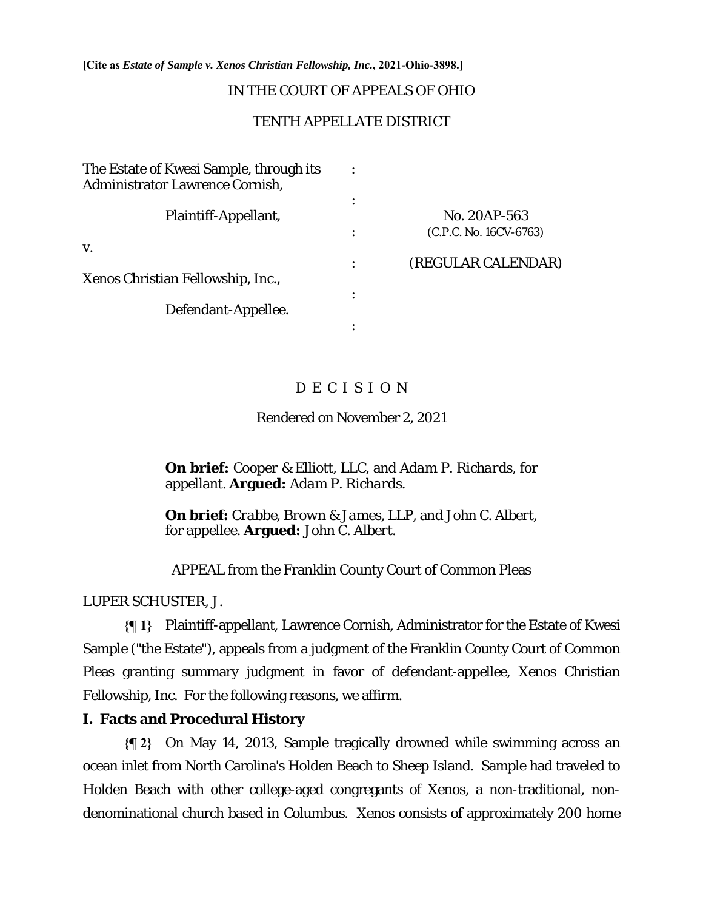**[Cite as *Estate of Sample v. Xenos Christian Fellowship, Inc.*, 2021-Ohio-3898.]**

IN THE COURT OF APPEALS OF OHIO

TENTH APPELLATE DISTRICT

| | | |
|---|---|---|
| The Estate of Kwesi Sample, through its Administrator Lawrence Cornish, | : | |
| Plaintiff-Appellant, | : | No. 20AP-563 (C.P.C. No. 16CV-6763) |
| v. | : | (REGULAR CALENDAR) |
| Xenos Christian Fellowship, Inc., | : | |
| Defendant-Appellee. | : | |

D E C I S I O N

Rendered on November 2, 2021

**On brief:** *Cooper & Elliott, LLC,* and *Adam P. Richards*, for appellant. **Argued:** *Adam P. Richards*.

**On brief:** *Crabbe, Brown & James, LLP,* and *John C. Albert*, for appellee. **Argued:** *John C. Albert.*

APPEAL from the Franklin County Court of Common Pleas

LUPER SCHUSTER, J.

**{¶ 1}** Plaintiff-appellant, Lawrence Cornish, Administrator for the Estate of Kwesi Sample ("the Estate"), appeals from a judgment of the Franklin County Court of Common Pleas granting summary judgment in favor of defendant-appellee, Xenos Christian Fellowship, Inc. For the following reasons, we affirm.

## I. Facts and Procedural History

**{¶ 2}** On May 14, 2013, Sample tragically drowned while swimming across an ocean inlet from North Carolina's Holden Beach to Sheep Island. Sample had traveled to Holden Beach with other college-aged congregants of Xenos, a non-traditional, non-denominational church based in Columbus. Xenos consists of approximately 200 home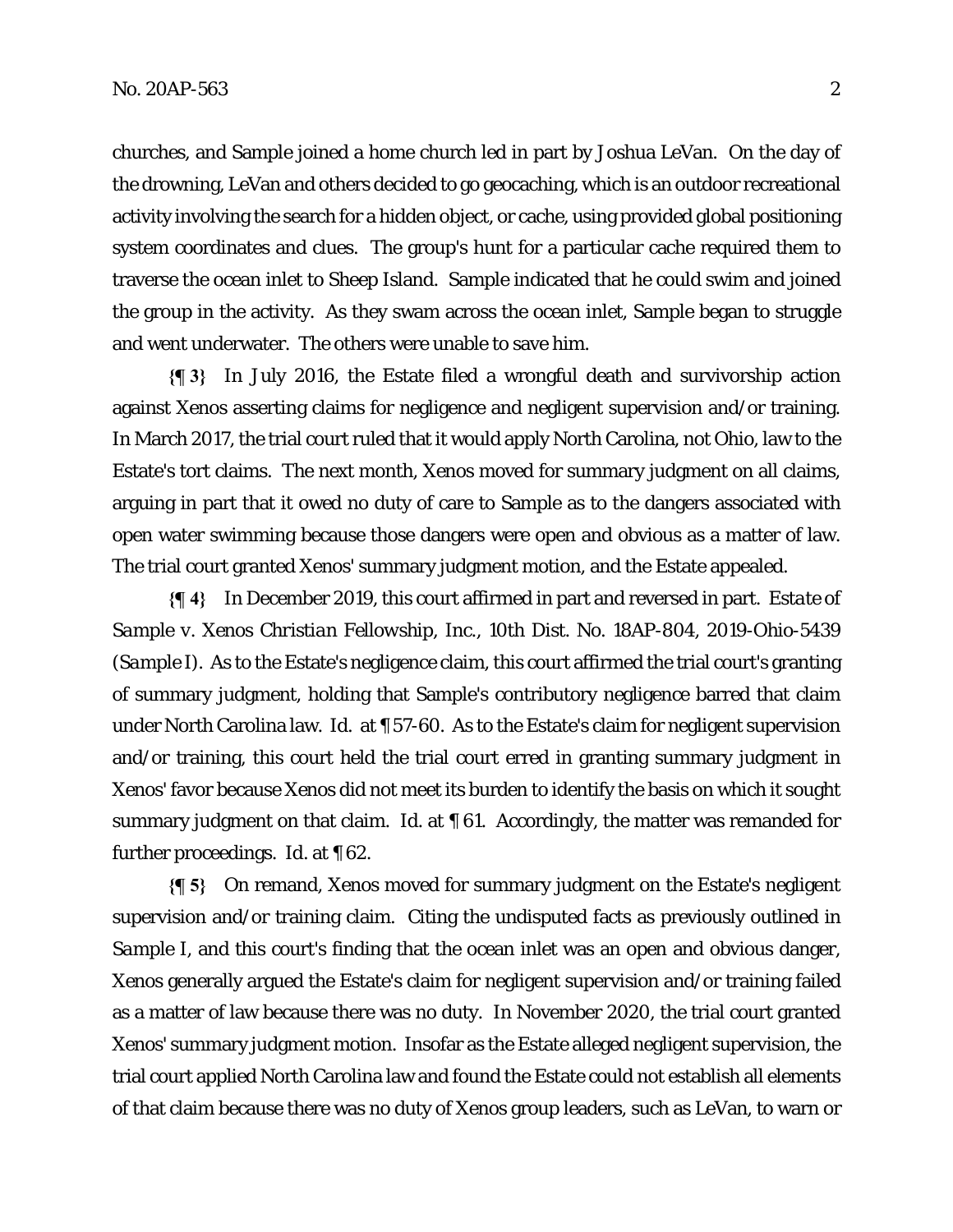churches, and Sample joined a home church led in part by Joshua LeVan. On the day of the drowning, LeVan and others decided to go geocaching, which is an outdoor recreational activity involving the search for a hidden object, or cache, using provided global positioning system coordinates and clues. The group's hunt for a particular cache required them to traverse the ocean inlet to Sheep Island. Sample indicated that he could swim and joined the group in the activity. As they swam across the ocean inlet, Sample began to struggle and went underwater. The others were unable to save him.

**{¶ 3}** In July 2016, the Estate filed a wrongful death and survivorship action against Xenos asserting claims for negligence and negligent supervision and/or training. In March 2017, the trial court ruled that it would apply North Carolina, not Ohio, law to the Estate's tort claims. The next month, Xenos moved for summary judgment on all claims, arguing in part that it owed no duty of care to Sample as to the dangers associated with open water swimming because those dangers were open and obvious as a matter of law. The trial court granted Xenos' summary judgment motion, and the Estate appealed.

**{¶ 4}** In December 2019, this court affirmed in part and reversed in part. *Estate of Sample v. Xenos Christian Fellowship, Inc.*, 10th Dist. No. 18AP-804, 2019-Ohio-5439 (*Sample I*). As to the Estate's negligence claim, this court affirmed the trial court's granting of summary judgment, holding that Sample's contributory negligence barred that claim under North Carolina law. *Id.* at ¶ 57-60. As to the Estate's claim for negligent supervision and/or training, this court held the trial court erred in granting summary judgment in Xenos' favor because Xenos did not meet its burden to identify the basis on which it sought summary judgment on that claim. *Id.* at ¶ 61. Accordingly, the matter was remanded for further proceedings. *Id.* at ¶ 62.

**{¶ 5}** On remand, Xenos moved for summary judgment on the Estate's negligent supervision and/or training claim. Citing the undisputed facts as previously outlined in *Sample I*, and this court's finding that the ocean inlet was an open and obvious danger, Xenos generally argued the Estate's claim for negligent supervision and/or training failed as a matter of law because there was no duty. In November 2020, the trial court granted Xenos' summary judgment motion. Insofar as the Estate alleged negligent supervision, the trial court applied North Carolina law and found the Estate could not establish all elements of that claim because there was no duty of Xenos group leaders, such as LeVan, to warn or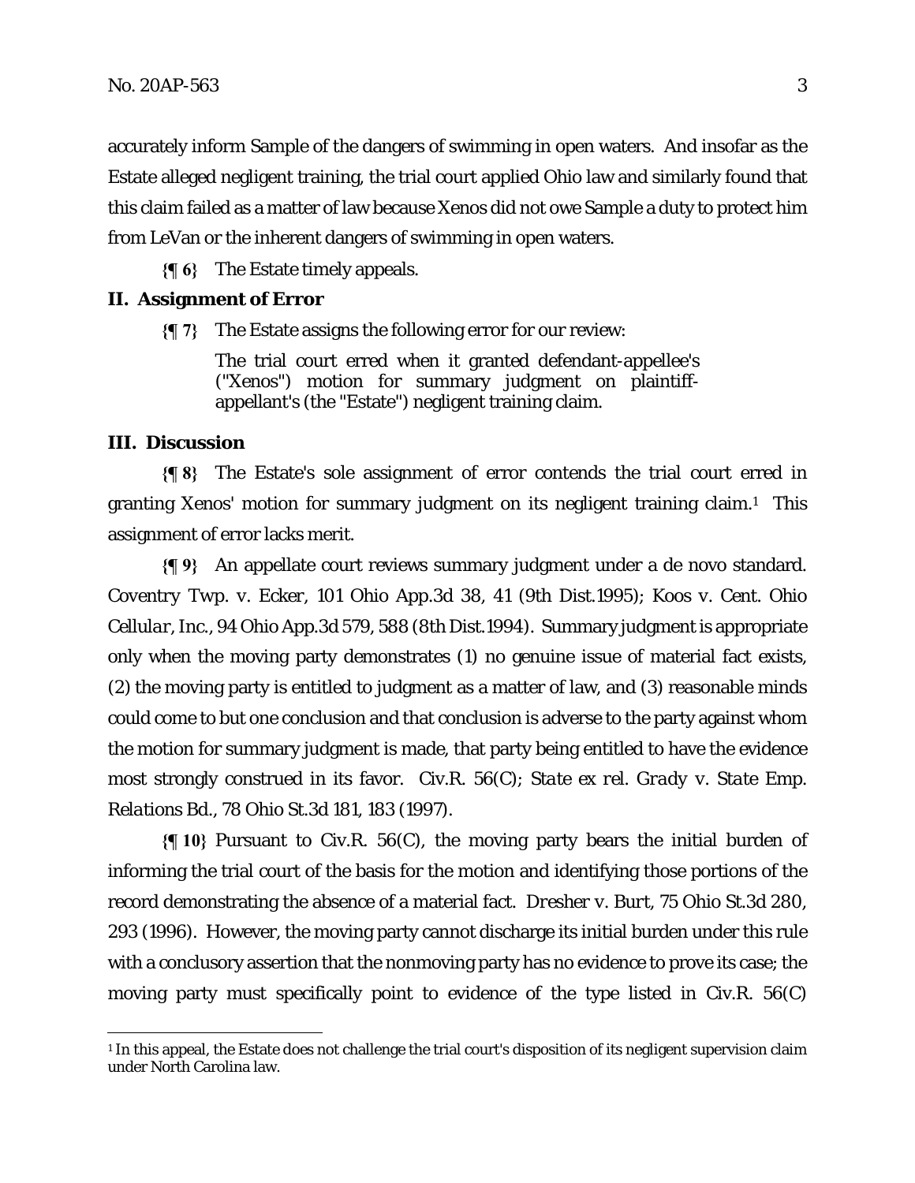accurately inform Sample of the dangers of swimming in open waters. And insofar as the Estate alleged negligent training, the trial court applied Ohio law and similarly found that this claim failed as a matter of law because Xenos did not owe Sample a duty to protect him from LeVan or the inherent dangers of swimming in open waters.

**{¶ 6}** The Estate timely appeals.

## II. Assignment of Error

**{¶ 7}** The Estate assigns the following error for our review:

> The trial court erred when it granted defendant-appellee's ("Xenos") motion for summary judgment on plaintiff-appellant's (the "Estate") negligent training claim.

## III. Discussion

**{¶ 8}** The Estate's sole assignment of error contends the trial court erred in granting Xenos' motion for summary judgment on its negligent training claim.[1] This assignment of error lacks merit.

**{¶ 9}** An appellate court reviews summary judgment under a de novo standard. *Coventry Twp. v. Ecker*, 101 Ohio App.3d 38, 41 (9th Dist.1995); *Koos v. Cent. Ohio Cellular, Inc.*, 94 Ohio App.3d 579, 588 (8th Dist.1994). Summary judgment is appropriate only when the moving party demonstrates (1) no genuine issue of material fact exists, (2) the moving party is entitled to judgment as a matter of law, and (3) reasonable minds could come to but one conclusion and that conclusion is adverse to the party against whom the motion for summary judgment is made, that party being entitled to have the evidence most strongly construed in its favor. Civ.R. 56(C); *State ex rel. Grady v. State Emp. Relations Bd.*, 78 Ohio St.3d 181, 183 (1997).

**{¶ 10}** Pursuant to Civ.R. 56(C), the moving party bears the initial burden of informing the trial court of the basis for the motion and identifying those portions of the record demonstrating the absence of a material fact. *Dresher v. Burt*, 75 Ohio St.3d 280, 293 (1996). However, the moving party cannot discharge its initial burden under this rule with a conclusory assertion that the nonmoving party has no evidence to prove its case; the moving party must specifically point to evidence of the type listed in Civ.R. 56(C)

---

[1] In this appeal, the Estate does not challenge the trial court's disposition of its negligent supervision claim under North Carolina law.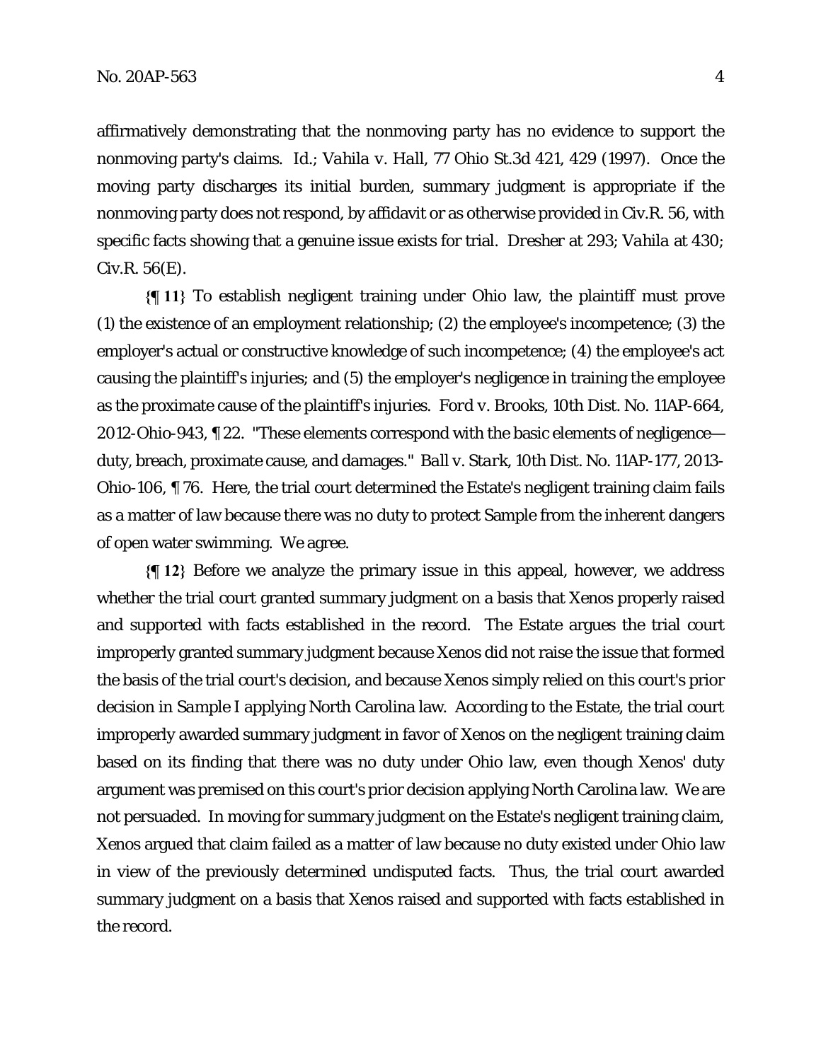affirmatively demonstrating that the nonmoving party has no evidence to support the nonmoving party's claims. *Id.*; *Vahila v. Hall*, 77 Ohio St.3d 421, 429 (1997). Once the moving party discharges its initial burden, summary judgment is appropriate if the nonmoving party does not respond, by affidavit or as otherwise provided in Civ.R. 56, with specific facts showing that a genuine issue exists for trial. *Dresher* at 293; *Vahila* at 430; Civ.R. 56(E).

**{¶ 11}** To establish negligent training under Ohio law, the plaintiff must prove (1) the existence of an employment relationship; (2) the employee's incompetence; (3) the employer's actual or constructive knowledge of such incompetence; (4) the employee's act causing the plaintiff's injuries; and (5) the employer's negligence in training the employee as the proximate cause of the plaintiff's injuries. *Ford v. Brooks*, 10th Dist. No. 11AP-664, 2012-Ohio-943, ¶ 22. "These elements correspond with the basic elements of negligence—duty, breach, proximate cause, and damages." *Ball v. Stark*, 10th Dist. No. 11AP-177, 2013-Ohio-106, ¶ 76. Here, the trial court determined the Estate's negligent training claim fails as a matter of law because there was no duty to protect Sample from the inherent dangers of open water swimming. We agree.

**{¶ 12}** Before we analyze the primary issue in this appeal, however, we address whether the trial court granted summary judgment on a basis that Xenos properly raised and supported with facts established in the record. The Estate argues the trial court improperly granted summary judgment because Xenos did not raise the issue that formed the basis of the trial court's decision, and because Xenos simply relied on this court's prior decision in *Sample I* applying North Carolina law. According to the Estate, the trial court improperly awarded summary judgment in favor of Xenos on the negligent training claim based on its finding that there was no duty under Ohio law, even though Xenos' duty argument was premised on this court's prior decision applying North Carolina law. We are not persuaded. In moving for summary judgment on the Estate's negligent training claim, Xenos argued that claim failed as a matter of law because no duty existed under Ohio law in view of the previously determined undisputed facts. Thus, the trial court awarded summary judgment on a basis that Xenos raised and supported with facts established in the record.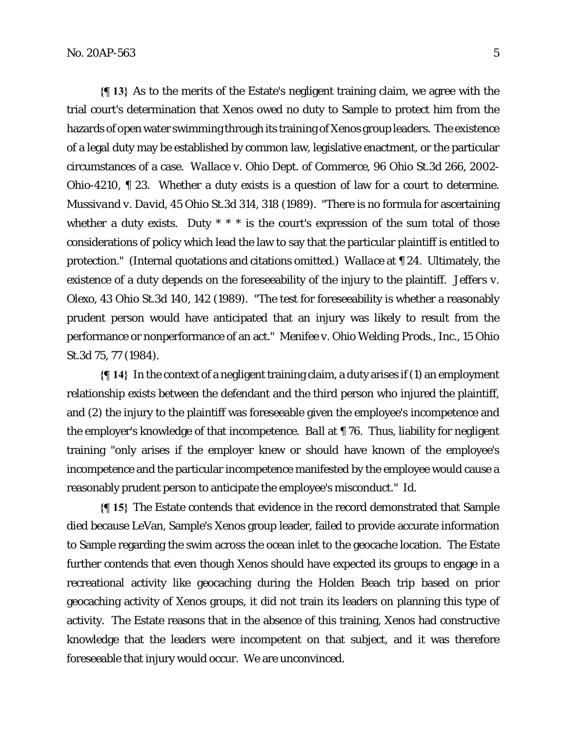**{¶ 13}** As to the merits of the Estate's negligent training claim, we agree with the trial court's determination that Xenos owed no duty to Sample to protect him from the hazards of open water swimming through its training of Xenos group leaders. The existence of a legal duty may be established by common law, legislative enactment, or the particular circumstances of a case. *Wallace v. Ohio Dept. of Commerce*, 96 Ohio St.3d 266, 2002-Ohio-4210, ¶ 23. Whether a duty exists is a question of law for a court to determine. *Mussivand v. David*, 45 Ohio St.3d 314, 318 (1989). "There is no formula for ascertaining whether a duty exists. Duty * * * is the court's expression of the sum total of those considerations of policy which lead the law to say that the particular plaintiff is entitled to protection." (Internal quotations and citations omitted.) *Wallace* at ¶ 24. Ultimately, the existence of a duty depends on the foreseeability of the injury to the plaintiff. *Jeffers v. Olexo*, 43 Ohio St.3d 140, 142 (1989). "The test for foreseeability is whether a reasonably prudent person would have anticipated that an injury was likely to result from the performance or nonperformance of an act." *Menifee v. Ohio Welding Prods., Inc.*, 15 Ohio St.3d 75, 77 (1984).

**{¶ 14}** In the context of a negligent training claim, a duty arises if (1) an employment relationship exists between the defendant and the third person who injured the plaintiff, and (2) the injury to the plaintiff was foreseeable given the employee's incompetence and the employer's knowledge of that incompetence. *Ball* at ¶ 76. Thus, liability for negligent training "only arises if the employer knew or should have known of the employee's incompetence and the particular incompetence manifested by the employee would cause a reasonably prudent person to anticipate the employee's misconduct." *Id.*

**{¶ 15}** The Estate contends that evidence in the record demonstrated that Sample died because LeVan, Sample's Xenos group leader, failed to provide accurate information to Sample regarding the swim across the ocean inlet to the geocache location. The Estate further contends that even though Xenos should have expected its groups to engage in a recreational activity like geocaching during the Holden Beach trip based on prior geocaching activity of Xenos groups, it did not train its leaders on planning this type of activity. The Estate reasons that in the absence of this training, Xenos had constructive knowledge that the leaders were incompetent on that subject, and it was therefore foreseeable that injury would occur. We are unconvinced.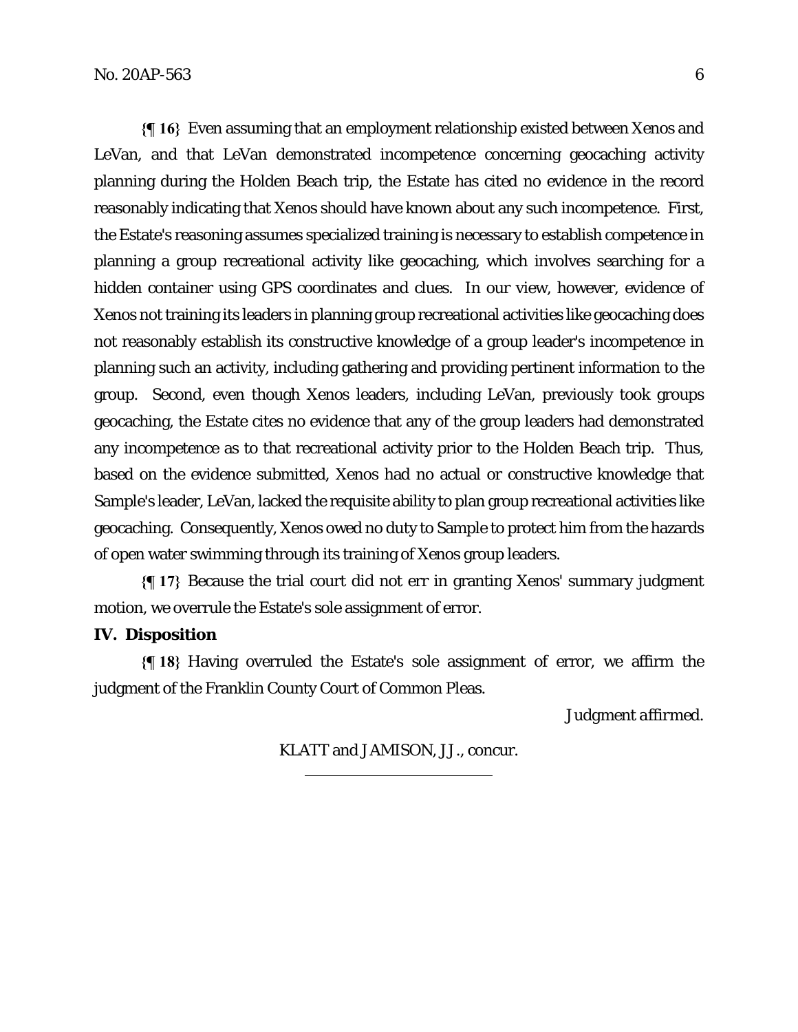**{¶ 16}** Even assuming that an employment relationship existed between Xenos and LeVan, and that LeVan demonstrated incompetence concerning geocaching activity planning during the Holden Beach trip, the Estate has cited no evidence in the record reasonably indicating that Xenos should have known about any such incompetence. First, the Estate's reasoning assumes specialized training is necessary to establish competence in planning a group recreational activity like geocaching, which involves searching for a hidden container using GPS coordinates and clues. In our view, however, evidence of Xenos not training its leaders in planning group recreational activities like geocaching does not reasonably establish its constructive knowledge of a group leader's incompetence in planning such an activity, including gathering and providing pertinent information to the group. Second, even though Xenos leaders, including LeVan, previously took groups geocaching, the Estate cites no evidence that any of the group leaders had demonstrated any incompetence as to that recreational activity prior to the Holden Beach trip. Thus, based on the evidence submitted, Xenos had no actual or constructive knowledge that Sample's leader, LeVan, lacked the requisite ability to plan group recreational activities like geocaching. Consequently, Xenos owed no duty to Sample to protect him from the hazards of open water swimming through its training of Xenos group leaders.

**{¶ 17}** Because the trial court did not err in granting Xenos' summary judgment motion, we overrule the Estate's sole assignment of error.

**IV. Disposition**

**{¶ 18}** Having overruled the Estate's sole assignment of error, we affirm the judgment of the Franklin County Court of Common Pleas.

*Judgment affirmed.*

KLATT and JAMISON, JJ., concur.